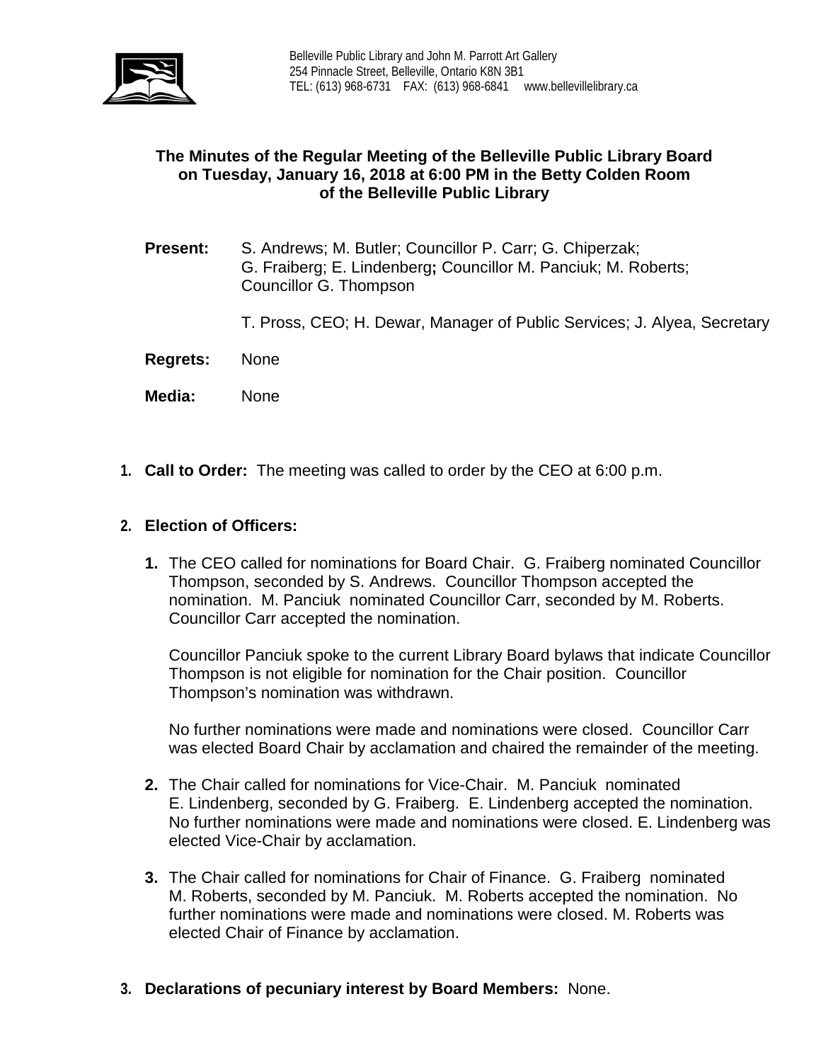Belleville Public Library and John M. Parrott Art Gallery
254 Pinnacle Street, Belleville, Ontario K8N 3B1
TEL: (613) 968-6731 FAX: (613) 968-6841 www.bellevillelibrary.ca

# The Minutes of the Regular Meeting of the Belleville Public Library Board on Tuesday, January 16, 2018 at 6:00 PM in the Betty Colden Room of the Belleville Public Library

**Present:** S. Andrews; M. Butler; Councillor P. Carr; G. Chiperzak; G. Fraiberg; E. Lindenberg**;** Councillor M. Panciuk; M. Roberts; Councillor G. Thompson

T. Pross, CEO; H. Dewar, Manager of Public Services; J. Alyea, Secretary

**Regrets:** None

**Media:** None

1. **Call to Order:** The meeting was called to order by the CEO at 6:00 p.m.

2. **Election of Officers:**

   1. The CEO called for nominations for Board Chair. G. Fraiberg nominated Councillor Thompson, seconded by S. Andrews. Councillor Thompson accepted the nomination. M. Panciuk nominated Councillor Carr, seconded by M. Roberts. Councillor Carr accepted the nomination.

      Councillor Panciuk spoke to the current Library Board bylaws that indicate Councillor Thompson is not eligible for nomination for the Chair position. Councillor Thompson's nomination was withdrawn.

      No further nominations were made and nominations were closed. Councillor Carr was elected Board Chair by acclamation and chaired the remainder of the meeting.

   2. The Chair called for nominations for Vice-Chair. M. Panciuk nominated E. Lindenberg, seconded by G. Fraiberg. E. Lindenberg accepted the nomination. No further nominations were made and nominations were closed. E. Lindenberg was elected Vice-Chair by acclamation.

   3. The Chair called for nominations for Chair of Finance. G. Fraiberg nominated M. Roberts, seconded by M. Panciuk. M. Roberts accepted the nomination. No further nominations were made and nominations were closed. M. Roberts was elected Chair of Finance by acclamation.

3. **Declarations of pecuniary interest by Board Members:** None.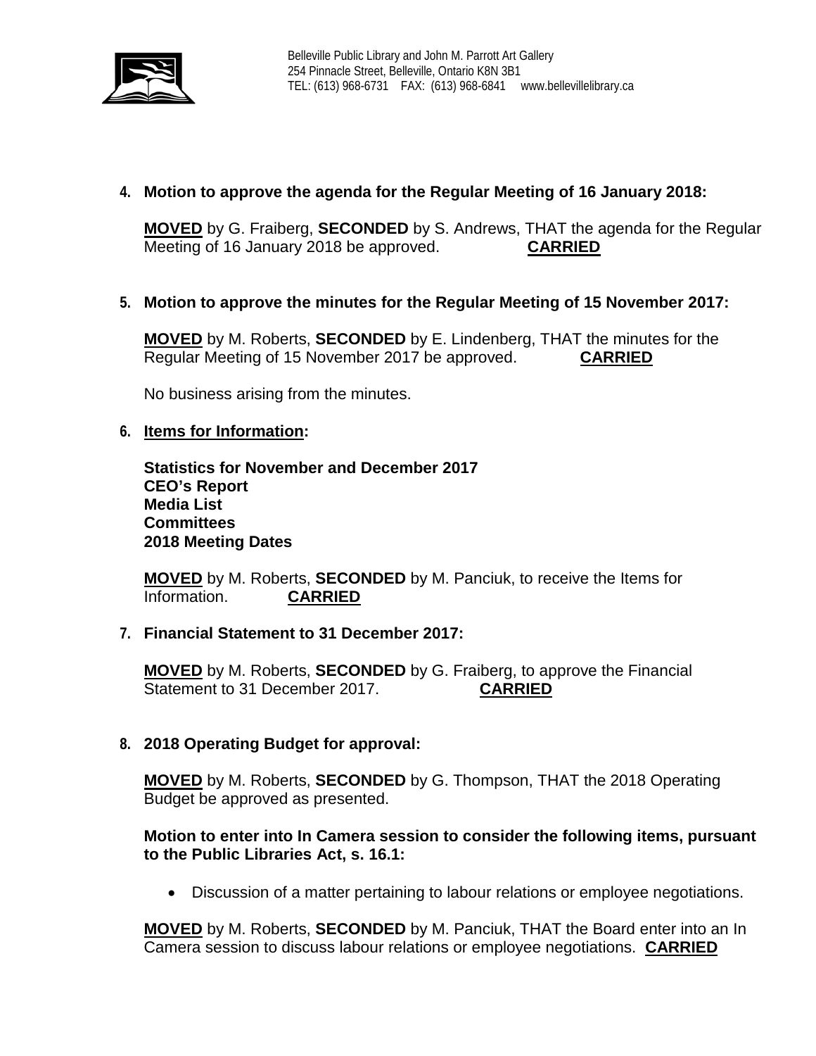4. **Motion to approve the agenda for the Regular Meeting of 16 January 2018:**

   **MOVED** by G. Fraiberg, **SECONDED** by S. Andrews, THAT the agenda for the Regular Meeting of 16 January 2018 be approved. **CARRIED**

5. **Motion to approve the minutes for the Regular Meeting of 15 November 2017:**

   **MOVED** by M. Roberts, **SECONDED** by E. Lindenberg, THAT the minutes for the Regular Meeting of 15 November 2017 be approved. **CARRIED**

   No business arising from the minutes.

6. **Items for Information:**

   **Statistics for November and December 2017**
   **CEO's Report**
   **Media List**
   **Committees**
   **2018 Meeting Dates**

   **MOVED** by M. Roberts, **SECONDED** by M. Panciuk, to receive the Items for Information. **CARRIED**

7. **Financial Statement to 31 December 2017:**

   **MOVED** by M. Roberts, **SECONDED** by G. Fraiberg, to approve the Financial Statement to 31 December 2017. **CARRIED**

8. **2018 Operating Budget for approval:**

   **MOVED** by M. Roberts, **SECONDED** by G. Thompson, THAT the 2018 Operating Budget be approved as presented.

   **Motion to enter into In Camera session to consider the following items, pursuant to the Public Libraries Act, s. 16.1:**

   - Discussion of a matter pertaining to labour relations or employee negotiations.

   **MOVED** by M. Roberts, **SECONDED** by M. Panciuk, THAT the Board enter into an In Camera session to discuss labour relations or employee negotiations. **CARRIED**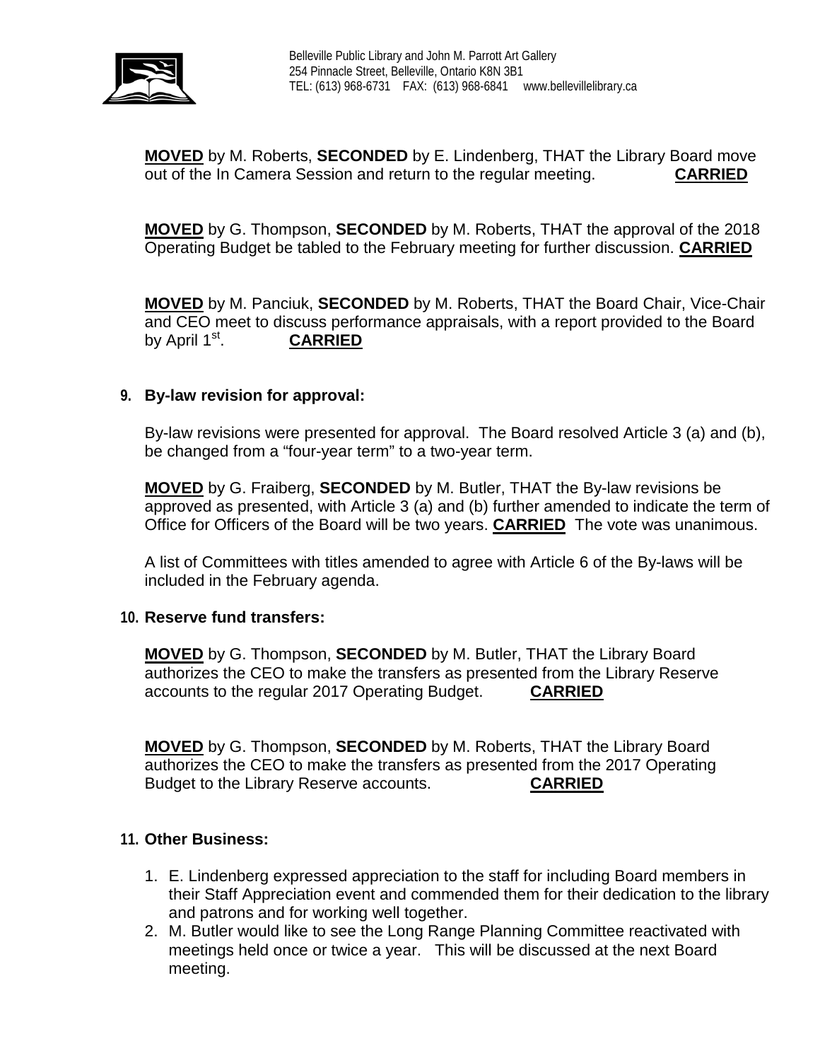**MOVED** by M. Roberts, **SECONDED** by E. Lindenberg, THAT the Library Board move out of the In Camera Session and return to the regular meeting. **CARRIED**

**MOVED** by G. Thompson, **SECONDED** by M. Roberts, THAT the approval of the 2018 Operating Budget be tabled to the February meeting for further discussion. **CARRIED**

**MOVED** by M. Panciuk, **SECONDED** by M. Roberts, THAT the Board Chair, Vice-Chair and CEO meet to discuss performance appraisals, with a report provided to the Board by April 1st. **CARRIED**

## 9. By-law revision for approval:

By-law revisions were presented for approval. The Board resolved Article 3 (a) and (b), be changed from a "four-year term" to a two-year term.

**MOVED** by G. Fraiberg, **SECONDED** by M. Butler, THAT the By-law revisions be approved as presented, with Article 3 (a) and (b) further amended to indicate the term of Office for Officers of the Board will be two years. **CARRIED** The vote was unanimous.

A list of Committees with titles amended to agree with Article 6 of the By-laws will be included in the February agenda.

## 10. Reserve fund transfers:

**MOVED** by G. Thompson, **SECONDED** by M. Butler, THAT the Library Board authorizes the CEO to make the transfers as presented from the Library Reserve accounts to the regular 2017 Operating Budget. **CARRIED**

**MOVED** by G. Thompson, **SECONDED** by M. Roberts, THAT the Library Board authorizes the CEO to make the transfers as presented from the 2017 Operating Budget to the Library Reserve accounts. **CARRIED**

## 11. Other Business:

1. E. Lindenberg expressed appreciation to the staff for including Board members in their Staff Appreciation event and commended them for their dedication to the library and patrons and for working well together.
2. M. Butler would like to see the Long Range Planning Committee reactivated with meetings held once or twice a year. This will be discussed at the next Board meeting.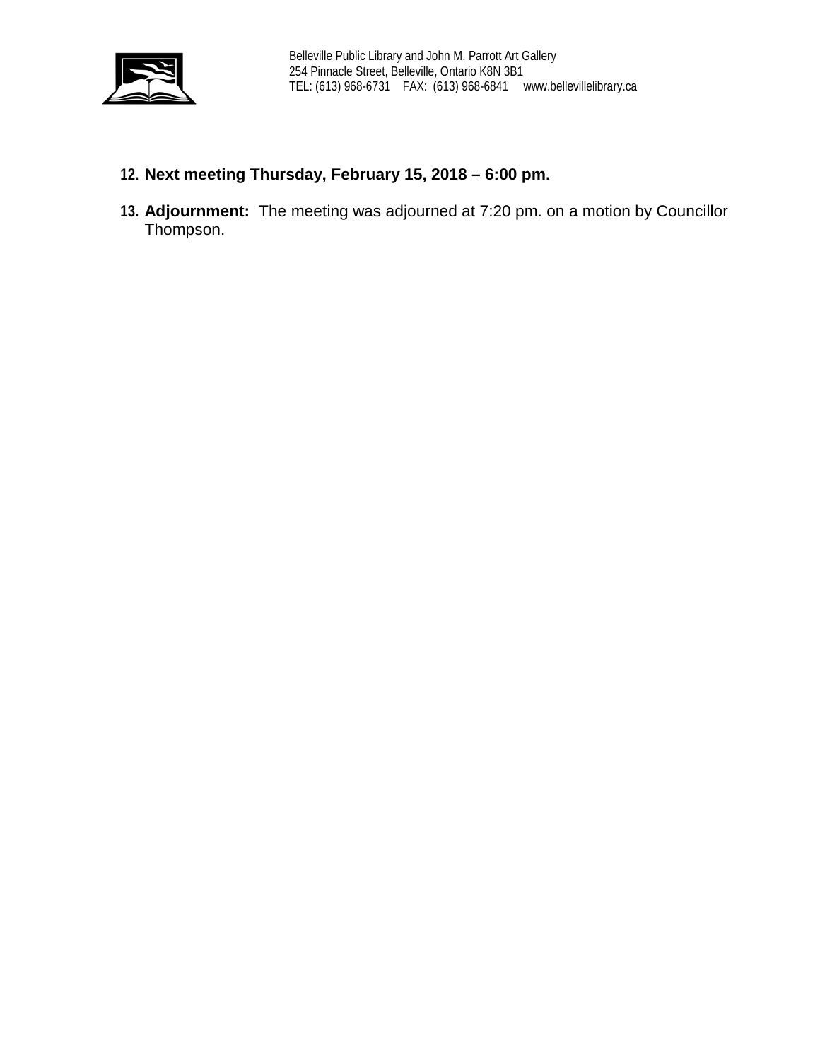12. **Next meeting Thursday, February 15, 2018 – 6:00 pm.**

13. **Adjournment:** The meeting was adjourned at 7:20 pm. on a motion by Councillor Thompson.